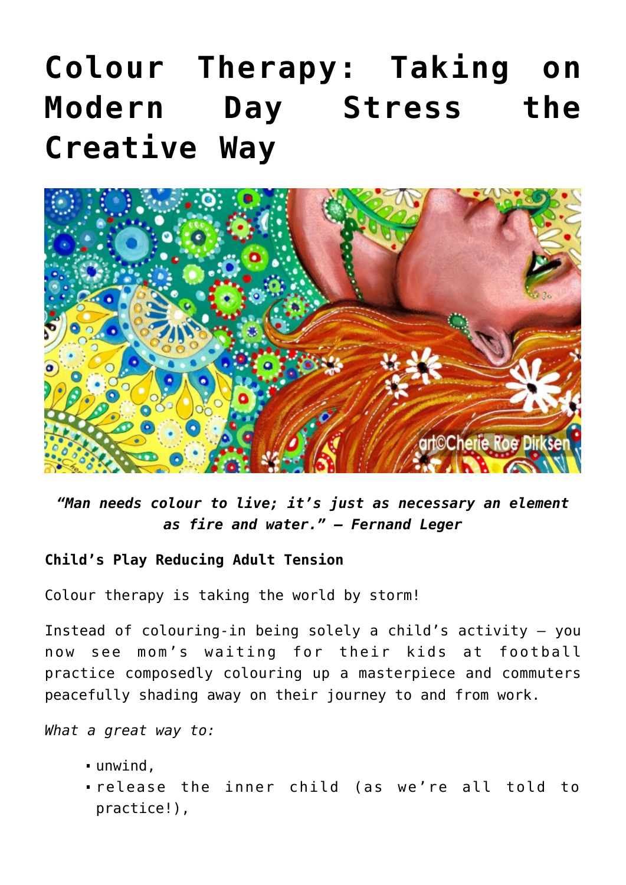# Colour Therapy: Taking on Modern Day Stress the Creative Way

*"Man needs colour to live; it's just as necessary an element as fire and water." – Fernand Leger*

**Child's Play Reducing Adult Tension**

Colour therapy is taking the world by storm!

Instead of colouring-in being solely a child's activity – you now see mom's waiting for their kids at football practice composedly colouring up a masterpiece and commuters peacefully shading away on their journey to and from work.

*What a great way to:*

- unwind,
- release the inner child (as we're all told to practice!),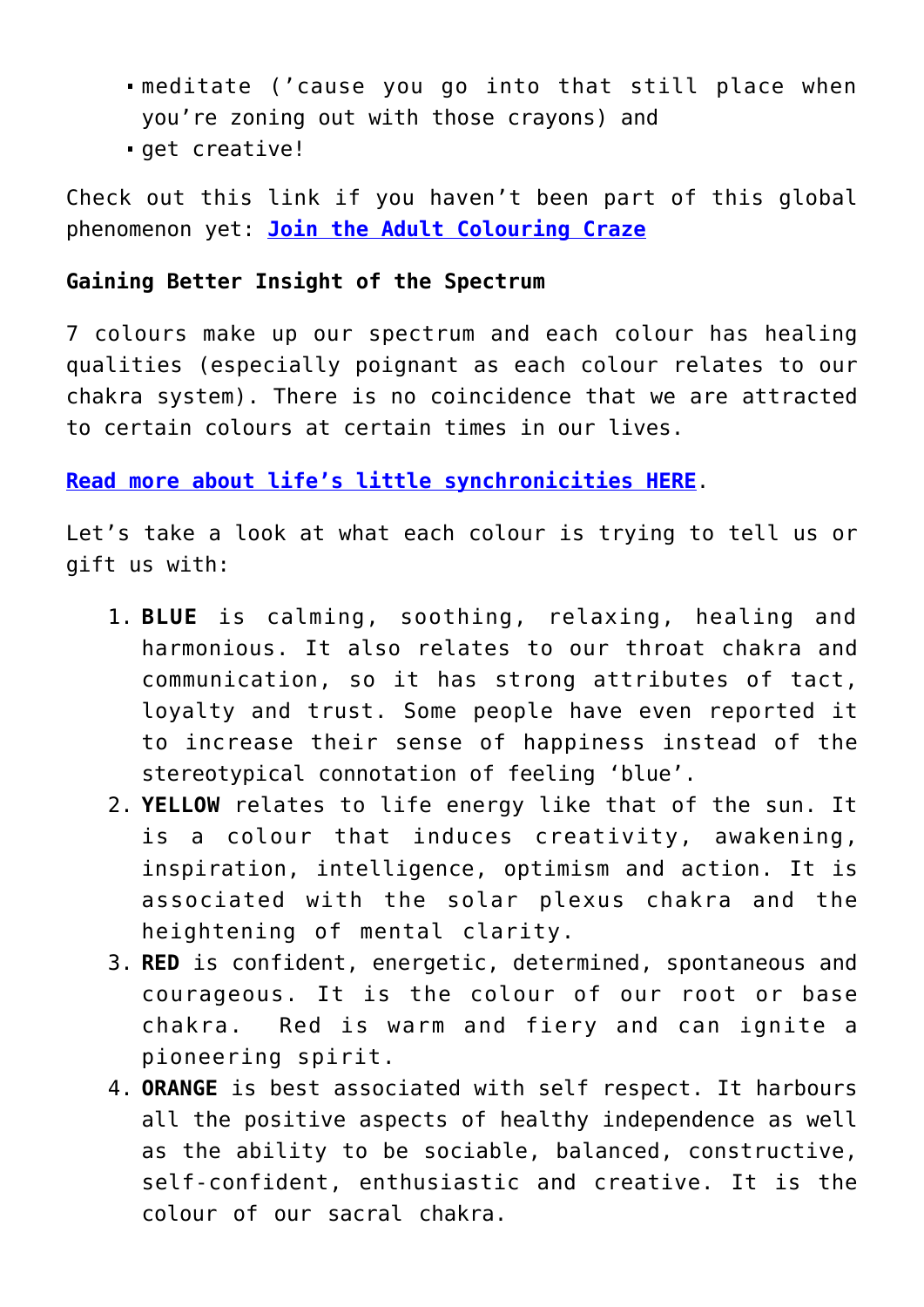- meditate ('cause you go into that still place when you're zoning out with those crayons) and
- get creative!

Check out this link if you haven't been part of this global phenomenon yet: **Join the Adult Colouring Craze**

**Gaining Better Insight of the Spectrum**

7 colours make up our spectrum and each colour has healing qualities (especially poignant as each colour relates to our chakra system). There is no coincidence that we are attracted to certain colours at certain times in our lives.

**Read more about life's little synchronicities HERE**.

Let's take a look at what each colour is trying to tell us or gift us with:

1. **BLUE** is calming, soothing, relaxing, healing and harmonious. It also relates to our throat chakra and communication, so it has strong attributes of tact, loyalty and trust. Some people have even reported it to increase their sense of happiness instead of the stereotypical connotation of feeling 'blue'.
2. **YELLOW** relates to life energy like that of the sun. It is a colour that induces creativity, awakening, inspiration, intelligence, optimism and action. It is associated with the solar plexus chakra and the heightening of mental clarity.
3. **RED** is confident, energetic, determined, spontaneous and courageous. It is the colour of our root or base chakra. Red is warm and fiery and can ignite a pioneering spirit.
4. **ORANGE** is best associated with self respect. It harbours all the positive aspects of healthy independence as well as the ability to be sociable, balanced, constructive, self-confident, enthusiastic and creative. It is the colour of our sacral chakra.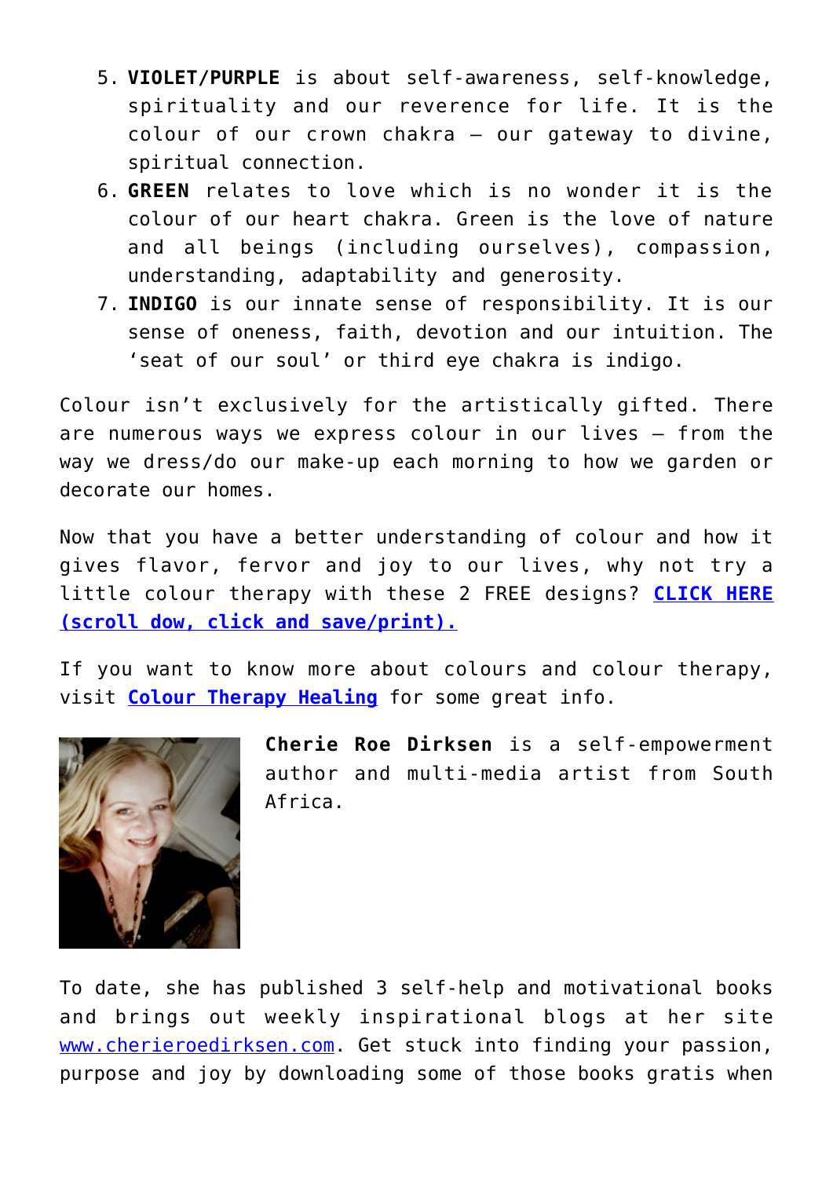5. **VIOLET/PURPLE** is about self-awareness, self-knowledge, spirituality and our reverence for life. It is the colour of our crown chakra – our gateway to divine, spiritual connection.
6. **GREEN** relates to love which is no wonder it is the colour of our heart chakra. Green is the love of nature and all beings (including ourselves), compassion, understanding, adaptability and generosity.
7. **INDIGO** is our innate sense of responsibility. It is our sense of oneness, faith, devotion and our intuition. The 'seat of our soul' or third eye chakra is indigo.

Colour isn't exclusively for the artistically gifted. There are numerous ways we express colour in our lives – from the way we dress/do our make-up each morning to how we garden or decorate our homes.

Now that you have a better understanding of colour and how it gives flavor, fervor and joy to our lives, why not try a little colour therapy with these 2 FREE designs? **CLICK HERE (scroll dow, click and save/print).**

If you want to know more about colours and colour therapy, visit **Colour Therapy Healing** for some great info.

**Cherie Roe Dirksen** is a self-empowerment author and multi-media artist from South Africa.

To date, she has published 3 self-help and motivational books and brings out weekly inspirational blogs at her site www.cherieroedirksen.com. Get stuck into finding your passion, purpose and joy by downloading some of those books gratis when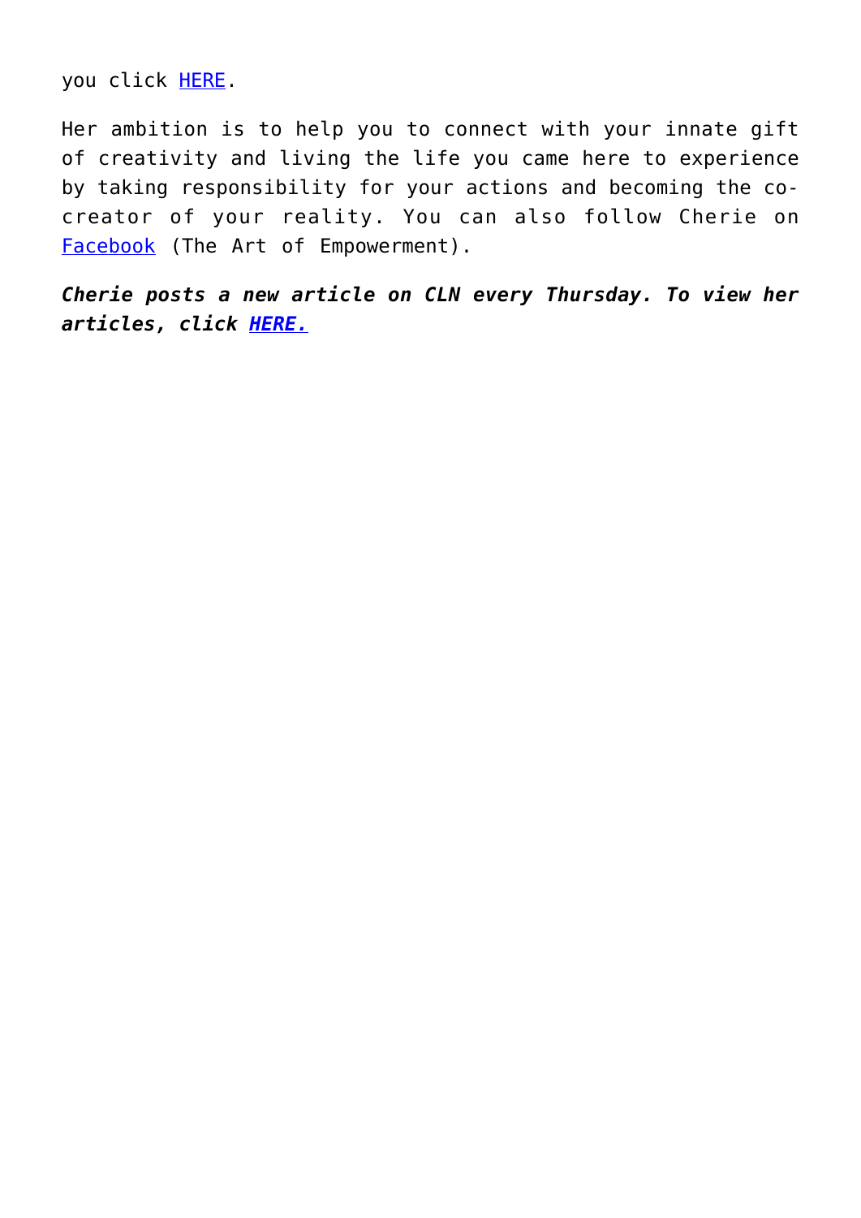you click HERE.

Her ambition is to help you to connect with your innate gift of creativity and living the life you came here to experience by taking responsibility for your actions and becoming the co-creator of your reality. You can also follow Cherie on Facebook (The Art of Empowerment).

***Cherie posts a new article on CLN every Thursday. To view her articles, click HERE.***